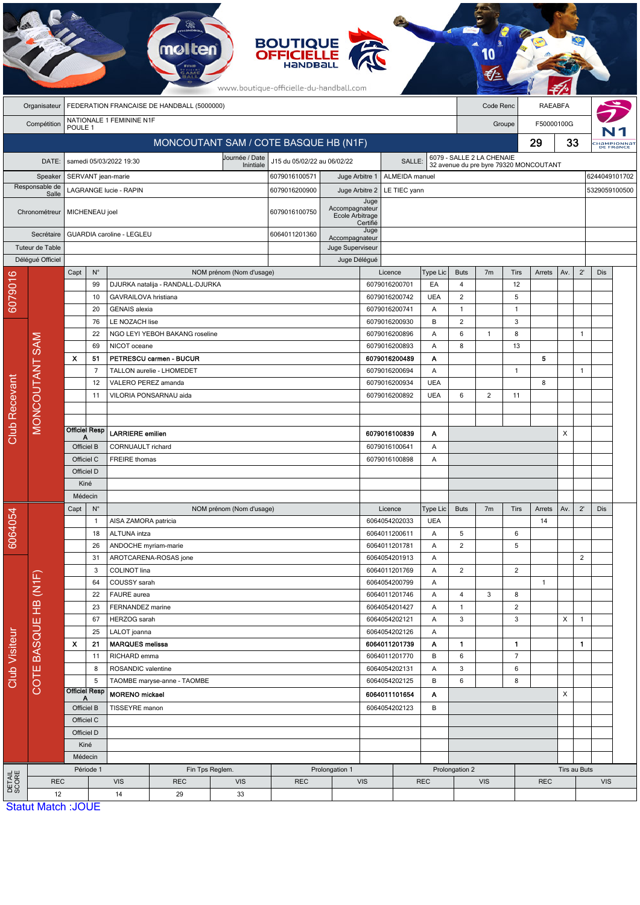BOUTIQUE OFFICIELLE HANDBALL

www.boutique-officielle-du-handball.com

| Organisateur | FEDERATION FRANCAISE DE HANDBALL (5000000) | Code Renc | RAEABFA |
|---|---|---|---|
| Compétition | NATIONALE 1 FEMININE N1F POULE 1 | Groupe | F50000100G |

## MONCOUTANT SAM / COTE BASQUE HB (N1F) — 29 / 33

| DATE: | samedi 05/03/2022 19:30 | Journée / Date Initiale | J15 du 05/02/22 au 06/02/22 | SALLE: | 6079 - SALLE 2 LA CHENAIE 32 avenue du pre byre 79320 MONCOUTANT |
|---|---|---|---|---|---|

| Fonction | Nom | Licence | Fonction | Nom | Licence |
|---|---|---|---|---|---|
| Speaker | SERVANT jean-marie | 6079016100571 | Juge Arbitre 1 | ALMEIDA manuel | 6244049101702 |
| Responsable de Salle | LAGRANGE lucie - RAPIN | 6079016200900 | Juge Arbitre 2 | LE TIEC yann | 5329059100500 |
| Chronométreur | MICHENEAU joel | 6079016100750 | Juge Accompagnateur Ecole Arbitrage Certifié | | |
| Secrétaire | GUARDIA caroline - LEGLEU | 6064011201360 | Juge Accompagnateur | | |
| Tuteur de Table | | | Juge Superviseur | | |
| Délégué Officiel | | | Juge Délégué | | |

### Club Recevant — 6079016 — MONCOUTANT SAM

| Capt | N° | NOM prénom (Nom d'usage) | Licence | Type Lic | Buts | 7m | Tirs | Arrets | Av. | 2' | Dis |
|---|---|---|---|---|---|---|---|---|---|---|---|
| | 99 | DJURKA natalija - RANDALL-DJURKA | 6079016200701 | EA | 4 | | 12 | | | | |
| | 10 | GAVRAILOVA hristiana | 6079016200742 | UEA | 2 | | 5 | | | | |
| | 20 | GENAIS alexia | 6079016200741 | A | 1 | | 1 | | | | |
| | 76 | LE NOZACH lise | 6079016200930 | B | 2 | | 3 | | | | |
| | 22 | NGO LEYI YEBOH BAKANG roseline | 6079016200896 | A | 6 | 1 | 8 | | | 1 | |
| | 69 | NICOT oceane | 6079016200893 | A | 8 | | 13 | | | | |
| X | 51 | **PETRESCU carmen - BUCUR** | **6079016200489** | **A** | | | | **5** | | | |
| | 7 | TALLON aurelie - LHOMEDET | 6079016200694 | A | | | 1 | | | 1 | |
| | 12 | VALERO PEREZ amanda | 6079016200934 | UEA | | | | 8 | | | |
| | 11 | VILORIA PONSARNAU aida | 6079016200892 | UEA | 6 | 2 | 11 | | | | |
| Officiel Resp A | | **LARRIERE emilien** | **6079016100839** | **A** | | | | | X | | |
| Officiel B | | CORNUAULT richard | 6079016100641 | A | | | | | | | |
| Officiel C | | FREIRE thomas | 6079016100898 | A | | | | | | | |
| Officiel D | | | | | | | | | | | |
| Kiné | | | | | | | | | | | |
| Médecin | | | | | | | | | | | |

### Club Visiteur — 6064054 — COTE BASQUE HB (N1F)

| Capt | N° | NOM prénom (Nom d'usage) | Licence | Type Lic | Buts | 7m | Tirs | Arrets | Av. | 2' | Dis |
|---|---|---|---|---|---|---|---|---|---|---|---|
| | 1 | AISA ZAMORA patricia | 6064054202033 | UEA | | | | 14 | | | |
| | 18 | ALTUNA intza | 6064011200611 | A | 5 | | 6 | | | | |
| | 26 | ANDOCHE myriam-marie | 6064011201781 | A | 2 | | 5 | | | | |
| | 31 | AROTCARENA-ROSAS jone | 6064054201913 | A | | | | | | 2 | |
| | 3 | COLINOT lina | 6064011201769 | A | 2 | | 2 | | | | |
| | 64 | COUSSY sarah | 6064054200799 | A | | | | 1 | | | |
| | 22 | FAURE aurea | 6064011201746 | A | 4 | 3 | 8 | | | | |
| | 23 | FERNANDEZ marine | 6064054201427 | A | 1 | | 2 | | | | |
| | 67 | HERZOG sarah | 6064054202121 | A | 3 | | 3 | | X | 1 | |
| | 25 | LALOT joanna | 6064054202126 | A | | | | | | | |
| X | 21 | **MARQUES melissa** | **6064011201739** | **A** | **1** | | **1** | | | **1** | |
| | 11 | RICHARD emma | 6064011201770 | B | 6 | | 7 | | | | |
| | 8 | ROSANDIC valentine | 6064054202131 | A | 3 | | 6 | | | | |
| | 5 | TAOMBE maryse-anne - TAOMBE | 6064054202125 | B | 6 | | 8 | | | | |
| Officiel Resp A | | **MORENO mickael** | **6064011101654** | **A** | | | | | X | | |
| Officiel B | | TISSEYRE manon | 6064054202123 | B | | | | | | | |
| Officiel C | | | | | | | | | | | |
| Officiel D | | | | | | | | | | | |
| Kiné | | | | | | | | | | | |
| Médecin | | | | | | | | | | | |

### DETAIL SCORE

| Période 1 | | Fin Tps Reglem. | | Prolongation 1 | | Prolongation 2 | | Tirs au Buts | |
|---|---|---|---|---|---|---|---|---|---|
| REC | VIS | REC | VIS | REC | VIS | REC | VIS | REC | VIS |
| 12 | 14 | 29 | 33 | | | | | | |

Statut Match :JOUE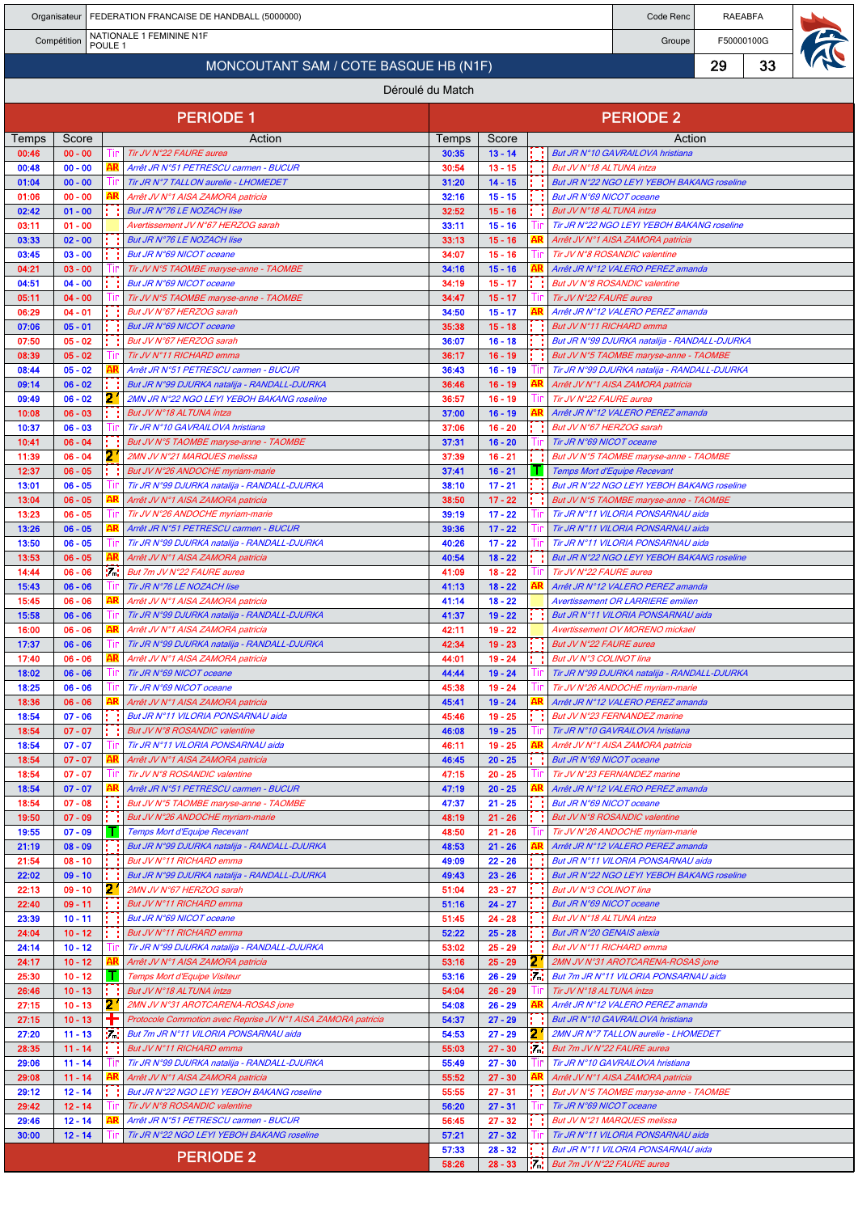| Organisateur | FEDERATION FRANCAISE DE HANDBALL (5000000) | Code Renc | RAEABFA |
|---|---|---|---|
| Compétition | NATIONALE 1 FEMININE N1F POULE 1 | Groupe | F50000100G |

## MONCOUTANT SAM / COTE BASQUE HB (N1F) — 29 / 33

### Déroulé du Match

| PERIODE 1 | | | | PERIODE 2 | | | |
|---|---|---|---|---|---|---|---|
| Temps | Score | | Action | Temps | Score | | Action |
| 00:46 | 00 - 00 | Tir | Tir JV N°22 FAURE aurea | 30:35 | 13 - 14 | | But JR N°10 GAVRAILOVA hristiana |
| 00:48 | 00 - 00 | AR | Arrêt JR N°51 PETRESCU carmen - BUCUR | 30:54 | 13 - 15 | | But JV N°18 ALTUNA intza |
| 01:04 | 00 - 00 | Tir | Tir JR N°7 TALLON aurelie - LHOMEDET | 31:20 | 14 - 15 | | But JR N°22 NGO LEYI YEBOH BAKANG roseline |
| 01:06 | 00 - 00 | AR | Arrêt JV N°1 AISA ZAMORA patricia | 32:16 | 15 - 15 | | But JR N°69 NICOT oceane |
| 02:42 | 01 - 00 | | But JR N°76 LE NOZACH lise | 32:52 | 15 - 16 | | But JV N°18 ALTUNA intza |
| 03:11 | 01 - 00 | | Avertissement JV N°67 HERZOG sarah | 33:11 | 15 - 16 | Tir | Tir JR N°22 NGO LEYI YEBOH BAKANG roseline |
| 03:33 | 02 - 00 | | But JR N°76 LE NOZACH lise | 33:13 | 15 - 16 | AR | Arrêt JV N°1 AISA ZAMORA patricia |
| 03:45 | 03 - 00 | | But JR N°69 NICOT oceane | 34:07 | 15 - 16 | Tir | Tir JV N°8 ROSANDIC valentine |
| 04:21 | 03 - 00 | Tir | Tir JV N°5 TAOMBE maryse-anne - TAOMBE | 34:16 | 15 - 16 | AR | Arrêt JR N°12 VALERO PEREZ amanda |
| 04:51 | 04 - 00 | | But JR N°69 NICOT oceane | 34:19 | 15 - 17 | | But JV N°8 ROSANDIC valentine |
| 05:11 | 04 - 00 | Tir | Tir JV N°5 TAOMBE maryse-anne - TAOMBE | 34:47 | 15 - 17 | Tir | Tir JV N°22 FAURE aurea |
| 06:29 | 04 - 01 | | But JV N°67 HERZOG sarah | 34:50 | 15 - 17 | AR | Arrêt JR N°12 VALERO PEREZ amanda |
| 07:06 | 05 - 01 | | But JR N°69 NICOT oceane | 35:38 | 15 - 18 | | But JV N°11 RICHARD emma |
| 07:50 | 05 - 02 | | But JV N°67 HERZOG sarah | 36:07 | 16 - 18 | | But JR N°99 DJURKA natalija - RANDALL-DJURKA |
| 08:39 | 05 - 02 | Tir | Tir JV N°11 RICHARD emma | 36:17 | 16 - 19 | | But JV N°5 TAOMBE maryse-anne - TAOMBE |
| 08:44 | 05 - 02 | AR | Arrêt JR N°51 PETRESCU carmen - BUCUR | 36:43 | 16 - 19 | Tir | Tir JR N°99 DJURKA natalija - RANDALL-DJURKA |
| 09:14 | 06 - 02 | | But JR N°99 DJURKA natalija - RANDALL-DJURKA | 36:46 | 16 - 19 | AR | Arrêt JV N°1 AISA ZAMORA patricia |
| 09:49 | 06 - 02 | 2' | 2MN JR N°22 NGO LEYI YEBOH BAKANG roseline | 36:57 | 16 - 19 | Tir | Tir JV N°22 FAURE aurea |
| 10:08 | 06 - 03 | | But JV N°18 ALTUNA intza | 37:00 | 16 - 19 | AR | Arrêt JR N°12 VALERO PEREZ amanda |
| 10:37 | 06 - 03 | Tir | Tir JR N°10 GAVRAILOVA hristiana | 37:06 | 16 - 20 | | But JV N°67 HERZOG sarah |
| 10:41 | 06 - 04 | | But JV N°5 TAOMBE maryse-anne - TAOMBE | 37:31 | 16 - 20 | Tir | Tir JR N°69 NICOT oceane |
| 11:39 | 06 - 04 | 2' | 2MN JV N°21 MARQUES melissa | 37:39 | 16 - 21 | | But JV N°5 TAOMBE maryse-anne - TAOMBE |
| 12:37 | 06 - 05 | | But JV N°26 ANDOCHE myriam-marie | 37:41 | 16 - 21 | T | Temps Mort d'Equipe Recevant |
| 13:01 | 06 - 05 | Tir | Tir JR N°99 DJURKA natalija - RANDALL-DJURKA | 38:10 | 17 - 21 | | But JR N°22 NGO LEYI YEBOH BAKANG roseline |
| 13:04 | 06 - 05 | AR | Arrêt JV N°1 AISA ZAMORA patricia | 38:50 | 17 - 22 | | But JV N°5 TAOMBE maryse-anne - TAOMBE |
| 13:23 | 06 - 05 | Tir | Tir JV N°26 ANDOCHE myriam-marie | 39:19 | 17 - 22 | Tir | Tir JR N°11 VILORIA PONSARNAU aida |
| 13:26 | 06 - 05 | AR | Arrêt JR N°51 PETRESCU carmen - BUCUR | 39:36 | 17 - 22 | Tir | Tir JR N°11 VILORIA PONSARNAU aida |
| 13:50 | 06 - 05 | Tir | Tir JR N°99 DJURKA natalija - RANDALL-DJURKA | 40:26 | 17 - 22 | Tir | Tir JR N°11 VILORIA PONSARNAU aida |
| 13:53 | 06 - 05 | AR | Arrêt JV N°1 AISA ZAMORA patricia | 40:54 | 18 - 22 | | But JR N°22 NGO LEYI YEBOH BAKANG roseline |
| 14:44 | 06 - 06 | 7m | But 7m JV N°22 FAURE aurea | 41:09 | 18 - 22 | Tir | Tir JV N°22 FAURE aurea |
| 15:43 | 06 - 06 | Tir | Tir JR N°76 LE NOZACH lise | 41:13 | 18 - 22 | AR | Arrêt JR N°12 VALERO PEREZ amanda |
| 15:45 | 06 - 06 | AR | Arrêt JV N°1 AISA ZAMORA patricia | 41:14 | 18 - 22 | | Avertissement OR LARRIERE emilien |
| 15:58 | 06 - 06 | Tir | Tir JR N°99 DJURKA natalija - RANDALL-DJURKA | 41:37 | 19 - 22 | | But JR N°11 VILORIA PONSARNAU aida |
| 16:00 | 06 - 06 | AR | Arrêt JV N°1 AISA ZAMORA patricia | 42:11 | 19 - 22 | | Avertissement OV MORENO mickael |
| 17:37 | 06 - 06 | Tir | Tir JR N°99 DJURKA natalija - RANDALL-DJURKA | 42:34 | 19 - 23 | | But JV N°22 FAURE aurea |
| 17:40 | 06 - 06 | AR | Arrêt JV N°1 AISA ZAMORA patricia | 44:01 | 19 - 24 | | But JV N°3 COLINOT lina |
| 18:02 | 06 - 06 | Tir | Tir JR N°69 NICOT oceane | 44:44 | 19 - 24 | Tir | Tir JR N°99 DJURKA natalija - RANDALL-DJURKA |
| 18:25 | 06 - 06 | Tir | Tir JR N°69 NICOT oceane | 45:38 | 19 - 24 | Tir | Tir JV N°26 ANDOCHE myriam-marie |
| 18:36 | 06 - 06 | AR | Arrêt JV N°1 AISA ZAMORA patricia | 45:41 | 19 - 24 | AR | Arrêt JR N°12 VALERO PEREZ amanda |
| 18:54 | 07 - 06 | | But JR N°11 VILORIA PONSARNAU aida | 45:46 | 19 - 25 | | But JV N°23 FERNANDEZ marine |
| 18:54 | 07 - 07 | | But JV N°8 ROSANDIC valentine | 46:08 | 19 - 25 | Tir | Tir JR N°10 GAVRAILOVA hristiana |
| 18:54 | 07 - 07 | Tir | Tir JR N°11 VILORIA PONSARNAU aida | 46:11 | 19 - 25 | AR | Arrêt JV N°1 AISA ZAMORA patricia |
| 18:54 | 07 - 07 | AR | Arrêt JV N°1 AISA ZAMORA patricia | 46:45 | 20 - 25 | | But JR N°69 NICOT oceane |
| 18:54 | 07 - 07 | Tir | Tir JV N°8 ROSANDIC valentine | 47:15 | 20 - 25 | Tir | Tir JV N°23 FERNANDEZ marine |
| 18:54 | 07 - 07 | AR | Arrêt JR N°51 PETRESCU carmen - BUCUR | 47:19 | 20 - 25 | AR | Arrêt JR N°12 VALERO PEREZ amanda |
| 18:54 | 07 - 08 | | But JV N°5 TAOMBE maryse-anne - TAOMBE | 47:37 | 21 - 25 | | But JR N°69 NICOT oceane |
| 19:50 | 07 - 09 | | But JV N°26 ANDOCHE myriam-marie | 48:19 | 21 - 26 | | But JV N°8 ROSANDIC valentine |
| 19:55 | 07 - 09 | T | Temps Mort d'Equipe Recevant | 48:50 | 21 - 26 | Tir | Tir JV N°26 ANDOCHE myriam-marie |
| 21:19 | 08 - 09 | | But JR N°99 DJURKA natalija - RANDALL-DJURKA | 48:53 | 21 - 26 | AR | Arrêt JR N°12 VALERO PEREZ amanda |
| 21:54 | 08 - 10 | | But JV N°11 RICHARD emma | 49:09 | 22 - 26 | | But JR N°11 VILORIA PONSARNAU aida |
| 22:02 | 09 - 10 | | But JR N°99 DJURKA natalija - RANDALL-DJURKA | 49:43 | 23 - 26 | | But JR N°22 NGO LEYI YEBOH BAKANG roseline |
| 22:13 | 09 - 10 | 2' | 2MN JV N°67 HERZOG sarah | 51:04 | 23 - 27 | | But JV N°3 COLINOT lina |
| 22:40 | 09 - 11 | | But JV N°11 RICHARD emma | 51:16 | 24 - 27 | | But JR N°69 NICOT oceane |
| 23:39 | 10 - 11 | | But JR N°69 NICOT oceane | 51:45 | 24 - 28 | | But JV N°18 ALTUNA intza |
| 24:04 | 10 - 12 | | But JV N°11 RICHARD emma | 52:22 | 25 - 28 | | But JR N°20 GENAIS alexia |
| 24:14 | 10 - 12 | Tir | Tir JR N°99 DJURKA natalija - RANDALL-DJURKA | 53:02 | 25 - 29 | | But JV N°11 RICHARD emma |
| 24:17 | 10 - 12 | AR | Arrêt JV N°1 AISA ZAMORA patricia | 53:16 | 25 - 29 | 2' | 2MN JV N°31 AROTCARENA-ROSAS jone |
| 25:30 | 10 - 12 | T | Temps Mort d'Equipe Visiteur | 53:16 | 26 - 29 | 7m | But 7m JR N°11 VILORIA PONSARNAU aida |
| 26:46 | 10 - 13 | | But JV N°18 ALTUNA intza | 54:04 | 26 - 29 | Tir | Tir JV N°18 ALTUNA intza |
| 27:15 | 10 - 13 | 2' | 2MN JV N°31 AROTCARENA-ROSAS jone | 54:08 | 26 - 29 | AR | Arrêt JR N°12 VALERO PEREZ amanda |
| 27:15 | 10 - 13 | + | Protocole Commotion avec Reprise JV N°1 AISA ZAMORA patricia | 54:37 | 27 - 29 | | But JR N°10 GAVRAILOVA hristiana |
| 27:20 | 11 - 13 | 7m | But 7m JR N°11 VILORIA PONSARNAU aida | 54:53 | 27 - 29 | 2' | 2MN JR N°7 TALLON aurelie - LHOMEDET |
| 28:35 | 11 - 14 | | But JV N°11 RICHARD emma | 55:03 | 27 - 30 | 7m | But 7m JV N°22 FAURE aurea |
| 29:06 | 11 - 14 | Tir | Tir JR N°99 DJURKA natalija - RANDALL-DJURKA | 55:49 | 27 - 30 | Tir | Tir JR N°10 GAVRAILOVA hristiana |
| 29:08 | 11 - 14 | AR | Arrêt JV N°1 AISA ZAMORA patricia | 55:52 | 27 - 30 | AR | Arrêt JV N°1 AISA ZAMORA patricia |
| 29:12 | 12 - 14 | | But JR N°22 NGO LEYI YEBOH BAKANG roseline | 55:55 | 27 - 31 | | But JV N°5 TAOMBE maryse-anne - TAOMBE |
| 29:42 | 12 - 14 | Tir | Tir JV N°8 ROSANDIC valentine | 56:20 | 27 - 31 | Tir | Tir JR N°69 NICOT oceane |
| 29:46 | 12 - 14 | AR | Arrêt JR N°51 PETRESCU carmen - BUCUR | 56:45 | 27 - 32 | | But JV N°21 MARQUES melissa |
| 30:00 | 12 - 14 | Tir | Tir JR N°22 NGO LEYI YEBOH BAKANG roseline | 57:21 | 27 - 32 | Tir | Tir JR N°11 VILORIA PONSARNAU aida |
| | | | PERIODE 2 | 57:33 | 28 - 32 | | But JR N°11 VILORIA PONSARNAU aida |
| | | | | 58:26 | 28 - 33 | 7m | But 7m JV N°22 FAURE aurea |